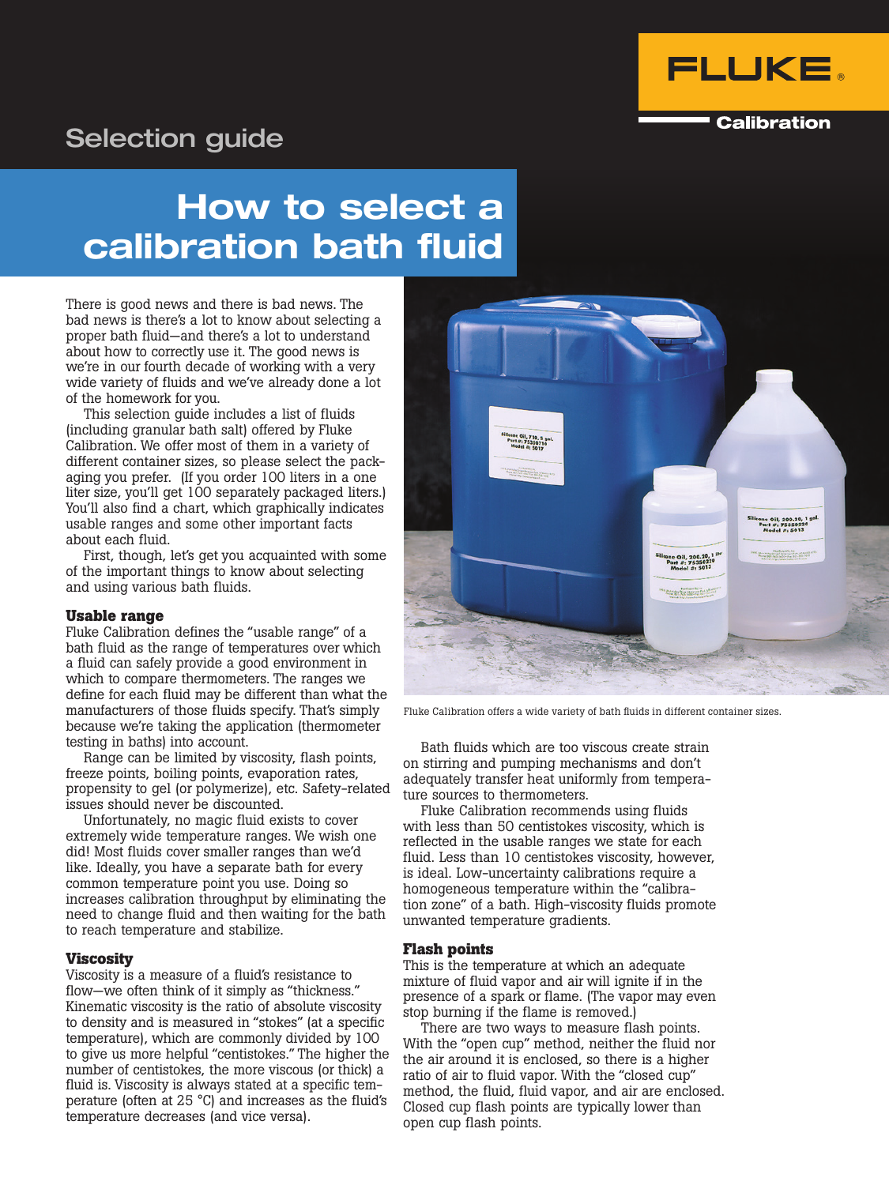Selection guide

# How to select a calibration bath fluid

There is good news and there is bad news. The bad news is there's a lot to know about selecting a proper bath fluid—and there's a lot to understand about how to correctly use it. The good news is we're in our fourth decade of working with a very wide variety of fluids and we've already done a lot of the homework for you.

This selection guide includes a list of fluids (including granular bath salt) offered by Fluke Calibration. We offer most of them in a variety of different container sizes, so please select the packaging you prefer. (If you order 100 liters in a one liter size, you'll get 100 separately packaged liters.) You'll also find a chart, which graphically indicates usable ranges and some other important facts about each fluid.

First, though, let's get you acquainted with some of the important things to know about selecting and using various bath fluids.

## Usable range

Fluke Calibration defines the "usable range" of a bath fluid as the range of temperatures over which a fluid can safely provide a good environment in which to compare thermometers. The ranges we define for each fluid may be different than what the manufacturers of those fluids specify. That's simply because we're taking the application (thermometer testing in baths) into account.

Range can be limited by viscosity, flash points, freeze points, boiling points, evaporation rates, propensity to gel (or polymerize), etc. Safety-related issues should never be discounted.

Unfortunately, no magic fluid exists to cover extremely wide temperature ranges. We wish one did! Most fluids cover smaller ranges than we'd like. Ideally, you have a separate bath for every common temperature point you use. Doing so increases calibration throughput by eliminating the need to change fluid and then waiting for the bath to reach temperature and stabilize.

## Viscosity

Viscosity is a measure of a fluid's resistance to flow—we often think of it simply as "thickness." Kinematic viscosity is the ratio of absolute viscosity to density and is measured in "stokes" (at a specific temperature), which are commonly divided by 100 to give us more helpful "centistokes." The higher the number of centistokes, the more viscous (or thick) a fluid is. Viscosity is always stated at a specific temperature (often at 25 °C) and increases as the fluid's temperature decreases (and vice versa).

Fluke Calibration offers a wide variety of bath fluids in different container sizes.

Bath fluids which are too viscous create strain on stirring and pumping mechanisms and don't adequately transfer heat uniformly from temperature sources to thermometers.

Fluke Calibration recommends using fluids with less than 50 centistokes viscosity, which is reflected in the usable ranges we state for each fluid. Less than 10 centistokes viscosity, however, is ideal. Low-uncertainty calibrations require a homogeneous temperature within the "calibration zone" of a bath. High-viscosity fluids promote unwanted temperature gradients.

## Flash points

This is the temperature at which an adequate mixture of fluid vapor and air will ignite if in the presence of a spark or flame. (The vapor may even stop burning if the flame is removed.)

There are two ways to measure flash points. With the "open cup" method, neither the fluid nor the air around it is enclosed, so there is a higher ratio of air to fluid vapor. With the "closed cup" method, the fluid, fluid vapor, and air are enclosed. Closed cup flash points are typically lower than open cup flash points.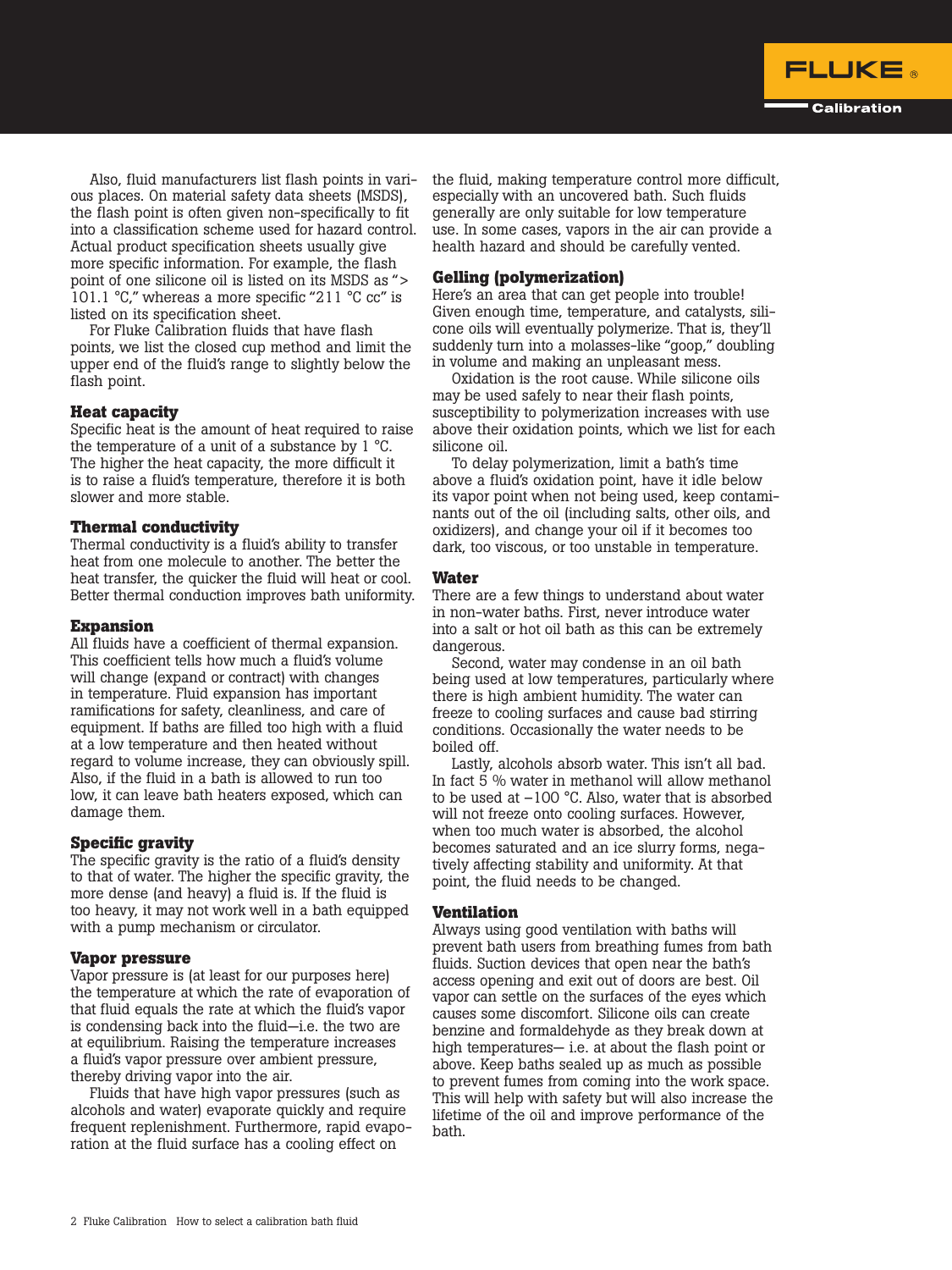Also, fluid manufacturers list flash points in various places. On material safety data sheets (MSDS), the flash point is often given non-specifically to fit into a classification scheme used for hazard control. Actual product specification sheets usually give more specific information. For example, the flash point of one silicone oil is listed on its MSDS as "> 101.1 °C," whereas a more specific "211 °C cc" is listed on its specification sheet.

For Fluke Calibration fluids that have flash points, we list the closed cup method and limit the upper end of the fluid's range to slightly below the flash point.

### Heat capacity

Specific heat is the amount of heat required to raise the temperature of a unit of a substance by 1 °C. The higher the heat capacity, the more difficult it is to raise a fluid's temperature, therefore it is both slower and more stable.

### Thermal conductivity

Thermal conductivity is a fluid's ability to transfer heat from one molecule to another. The better the heat transfer, the quicker the fluid will heat or cool. Better thermal conduction improves bath uniformity.

### Expansion

All fluids have a coefficient of thermal expansion. This coefficient tells how much a fluid's volume will change (expand or contract) with changes in temperature. Fluid expansion has important ramifications for safety, cleanliness, and care of equipment. If baths are filled too high with a fluid at a low temperature and then heated without regard to volume increase, they can obviously spill. Also, if the fluid in a bath is allowed to run too low, it can leave bath heaters exposed, which can damage them.

### Specific gravity

The specific gravity is the ratio of a fluid's density to that of water. The higher the specific gravity, the more dense (and heavy) a fluid is. If the fluid is too heavy, it may not work well in a bath equipped with a pump mechanism or circulator.

### Vapor pressure

Vapor pressure is (at least for our purposes here) the temperature at which the rate of evaporation of that fluid equals the rate at which the fluid's vapor is condensing back into the fluid—i.e. the two are at equilibrium. Raising the temperature increases a fluid's vapor pressure over ambient pressure, thereby driving vapor into the air.

Fluids that have high vapor pressures (such as alcohols and water) evaporate quickly and require frequent replenishment. Furthermore, rapid evaporation at the fluid surface has a cooling effect on the fluid, making temperature control more difficult, especially with an uncovered bath. Such fluids generally are only suitable for low temperature use. In some cases, vapors in the air can provide a health hazard and should be carefully vented.

### Gelling (polymerization)

Here's an area that can get people into trouble! Given enough time, temperature, and catalysts, silicone oils will eventually polymerize. That is, they'll suddenly turn into a molasses-like "goop," doubling in volume and making an unpleasant mess.

Oxidation is the root cause. While silicone oils may be used safely to near their flash points, susceptibility to polymerization increases with use above their oxidation points, which we list for each silicone oil.

To delay polymerization, limit a bath's time above a fluid's oxidation point, have it idle below its vapor point when not being used, keep contaminants out of the oil (including salts, other oils, and oxidizers), and change your oil if it becomes too dark, too viscous, or too unstable in temperature.

### Water

There are a few things to understand about water in non-water baths. First, never introduce water into a salt or hot oil bath as this can be extremely dangerous.

Second, water may condense in an oil bath being used at low temperatures, particularly where there is high ambient humidity. The water can freeze to cooling surfaces and cause bad stirring conditions. Occasionally the water needs to be boiled off.

Lastly, alcohols absorb water. This isn't all bad. In fact 5 % water in methanol will allow methanol to be used at −100 °C. Also, water that is absorbed will not freeze onto cooling surfaces. However, when too much water is absorbed, the alcohol becomes saturated and an ice slurry forms, negatively affecting stability and uniformity. At that point, the fluid needs to be changed.

### Ventilation

Always using good ventilation with baths will prevent bath users from breathing fumes from bath fluids. Suction devices that open near the bath's access opening and exit out of doors are best. Oil vapor can settle on the surfaces of the eyes which causes some discomfort. Silicone oils can create benzine and formaldehyde as they break down at high temperatures— i.e. at about the flash point or above. Keep baths sealed up as much as possible to prevent fumes from coming into the work space. This will help with safety but will also increase the lifetime of the oil and improve performance of the bath.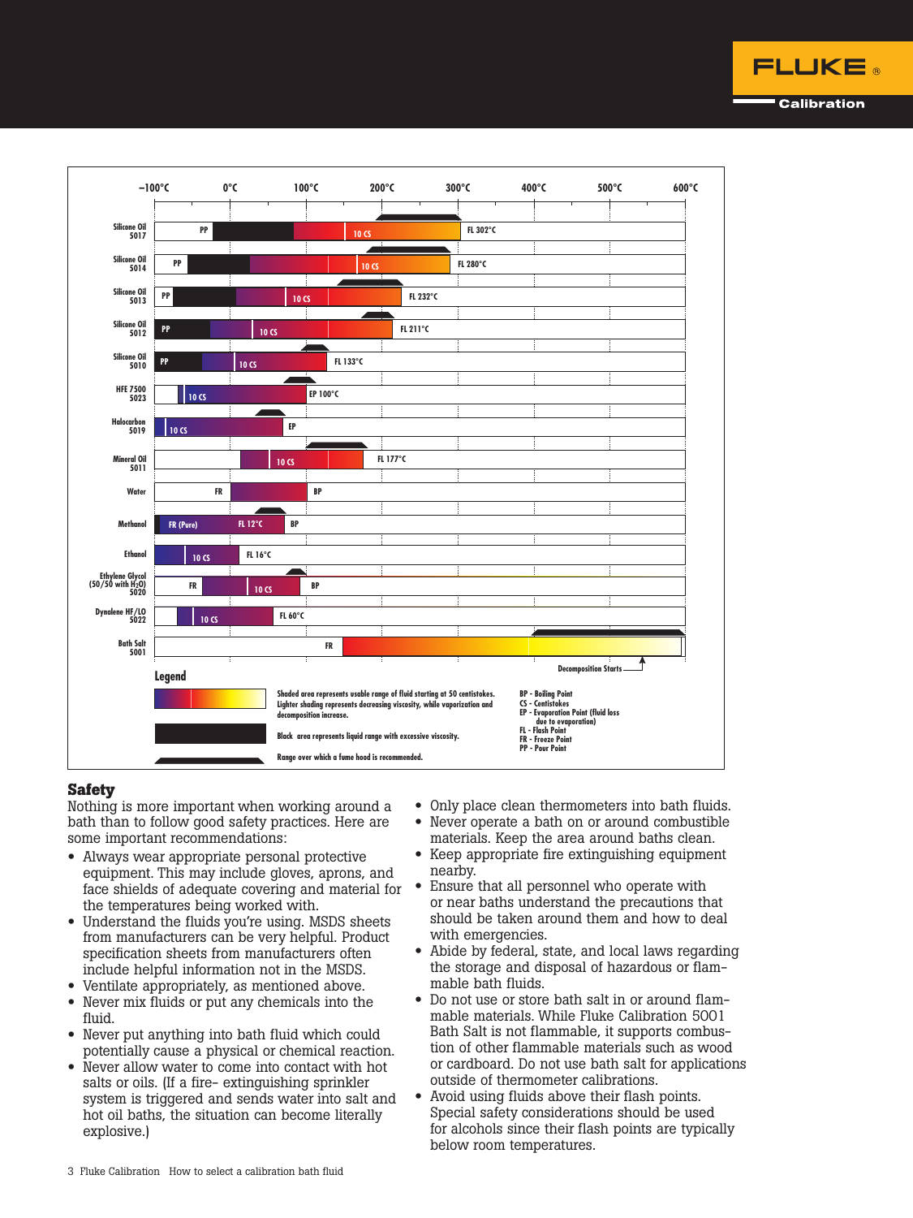| Fluid | Chart labels |
|---|---|
| Silicone Oil 5017 | PP, 10 CS, FL 302°C |
| Silicone Oil 5014 | PP, 10 CS, FL 280°C |
| Silicone Oil 5013 | PP, 10 CS, FL 232°C |
| Silicone Oil 5012 | PP, 10 CS, FL 211°C |
| Silicone Oil 5010 | PP, 10 CS, FL 133°C |
| HFE 7500 5023 | 10 CS, EP 100°C |
| Halocarbon 5019 | 10 CS, EP |
| Mineral Oil 5011 | 10 CS, FL 177°C |
| Water | FR, BP |
| Methanol | FR (Pure), FL 12°C, BP |
| Ethanol | 10 CS, FL 16°C |
| Ethylene Glycol (50/50 with $H_2O$) 5020 | FR, 10 CS, BP |
| Dynalene HF/LO 5022 | 10 CS, FL 60°C |
| Bath Salt 5001 | FR, Decomposition Starts |

Temperature scale: –100°C, 0°C, 100°C, 200°C, 300°C, 400°C, 500°C, 600°C

**Legend**

- Shaded area represents usable range of fluid starting at 50 centistokes. Lighter shading represents decreasing viscosity, while vaporization and decomposition increase.
- Black area represents liquid range with excessive viscosity.
- Range over which a fume hood is recommended.

BP - Boiling Point
CS - Centistokes
EP - Evaporation Point (fluid loss due to evaporation)
FL - Flash Point
FR - Freeze Point
PP - Pour Point

## Safety

Nothing is more important when working around a bath than to follow good safety practices. Here are some important recommendations:

- Always wear appropriate personal protective equipment. This may include gloves, aprons, and face shields of adequate covering and material for the temperatures being worked with.
- Understand the fluids you're using. MSDS sheets from manufacturers can be very helpful. Product specification sheets from manufacturers often include helpful information not in the MSDS.
- Ventilate appropriately, as mentioned above.
- Never mix fluids or put any chemicals into the fluid.
- Never put anything into bath fluid which could potentially cause a physical or chemical reaction.
- Never allow water to come into contact with hot salts or oils. (If a fire- extinguishing sprinkler system is triggered and sends water into salt and hot oil baths, the situation can become literally explosive.)
- Only place clean thermometers into bath fluids.
- Never operate a bath on or around combustible materials. Keep the area around baths clean.
- Keep appropriate fire extinguishing equipment nearby.
- Ensure that all personnel who operate with or near baths understand the precautions that should be taken around them and how to deal with emergencies.
- Abide by federal, state, and local laws regarding the storage and disposal of hazardous or flammable bath fluids.
- Do not use or store bath salt in or around flammable materials. While Fluke Calibration 5001 Bath Salt is not flammable, it supports combustion of other flammable materials such as wood or cardboard. Do not use bath salt for applications outside of thermometer calibrations.
- Avoid using fluids above their flash points. Special safety considerations should be used for alcohols since their flash points are typically below room temperatures.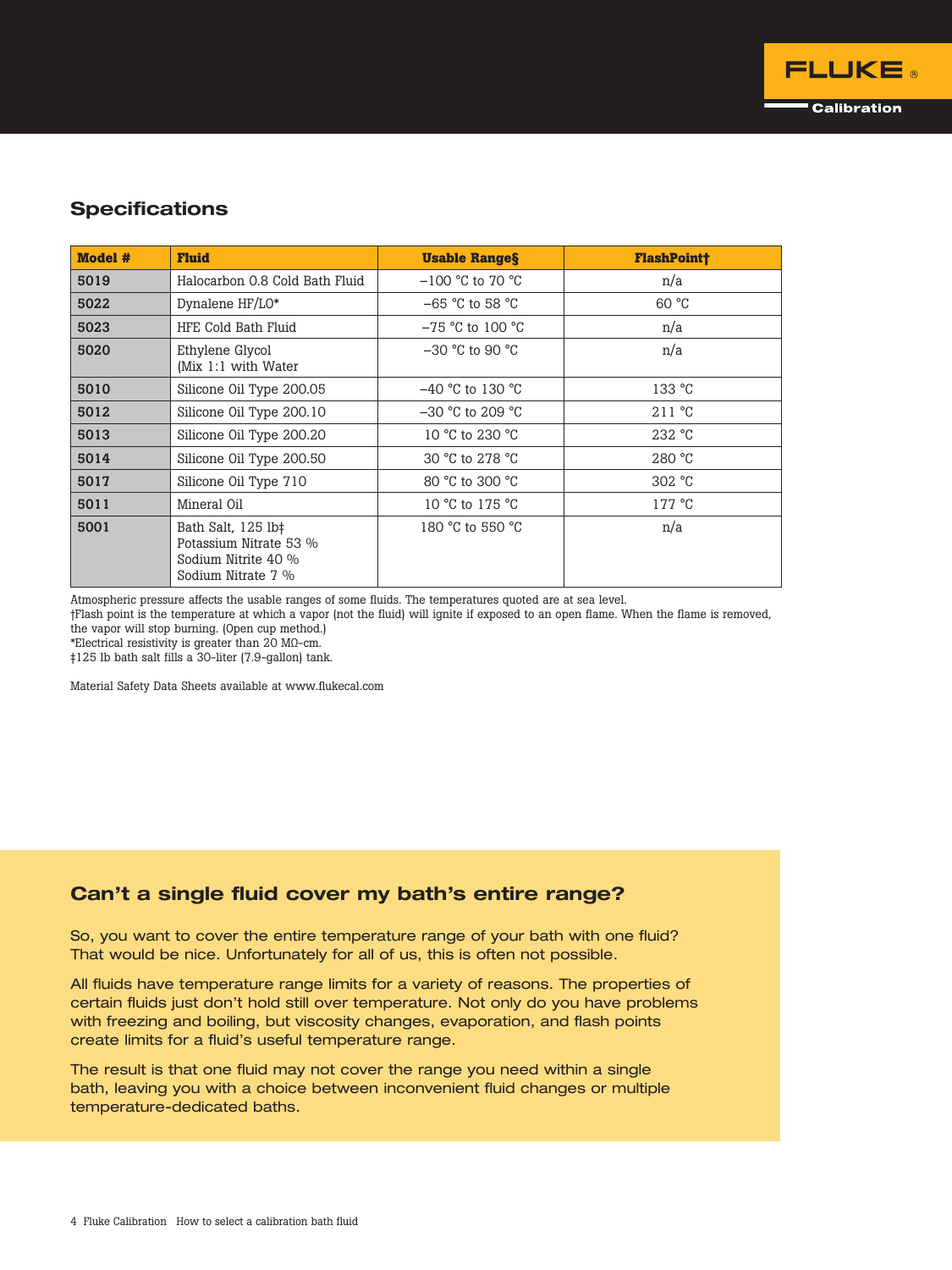## Specifications

| Model # | Fluid | Usable Range§ | FlashPoint† |
|---|---|---|---|
| 5019 | Halocarbon 0.8 Cold Bath Fluid | –100 °C to 70 °C | n/a |
| 5022 | Dynalene HF/LO* | –65 °C to 58 °C | 60 °C |
| 5023 | HFE Cold Bath Fluid | –75 °C to 100 °C | n/a |
| 5020 | Ethylene Glycol (Mix 1:1 with Water | –30 °C to 90 °C | n/a |
| 5010 | Silicone Oil Type 200.05 | –40 °C to 130 °C | 133 °C |
| 5012 | Silicone Oil Type 200.10 | –30 °C to 209 °C | 211 °C |
| 5013 | Silicone Oil Type 200.20 | 10 °C to 230 °C | 232 °C |
| 5014 | Silicone Oil Type 200.50 | 30 °C to 278 °C | 280 °C |
| 5017 | Silicone Oil Type 710 | 80 °C to 300 °C | 302 °C |
| 5011 | Mineral Oil | 10 °C to 175 °C | 177 °C |
| 5001 | Bath Salt, 125 lb‡<br>Potassium Nitrate 53 %<br>Sodium Nitrite 40 %<br>Sodium Nitrate 7 % | 180 °C to 550 °C | n/a |

Atmospheric pressure affects the usable ranges of some fluids. The temperatures quoted are at sea level.
†Flash point is the temperature at which a vapor (not the fluid) will ignite if exposed to an open flame. When the flame is removed, the vapor will stop burning. (Open cup method.)
*Electrical resistivity is greater than 20 MΩ-cm.
‡125 lb bath salt fills a 30-liter (7.9-gallon) tank.

Material Safety Data Sheets available at www.flukecal.com

## Can't a single fluid cover my bath's entire range?

So, you want to cover the entire temperature range of your bath with one fluid? That would be nice. Unfortunately for all of us, this is often not possible.

All fluids have temperature range limits for a variety of reasons. The properties of certain fluids just don't hold still over temperature. Not only do you have problems with freezing and boiling, but viscosity changes, evaporation, and flash points create limits for a fluid's useful temperature range.

The result is that one fluid may not cover the range you need within a single bath, leaving you with a choice between inconvenient fluid changes or multiple temperature-dedicated baths.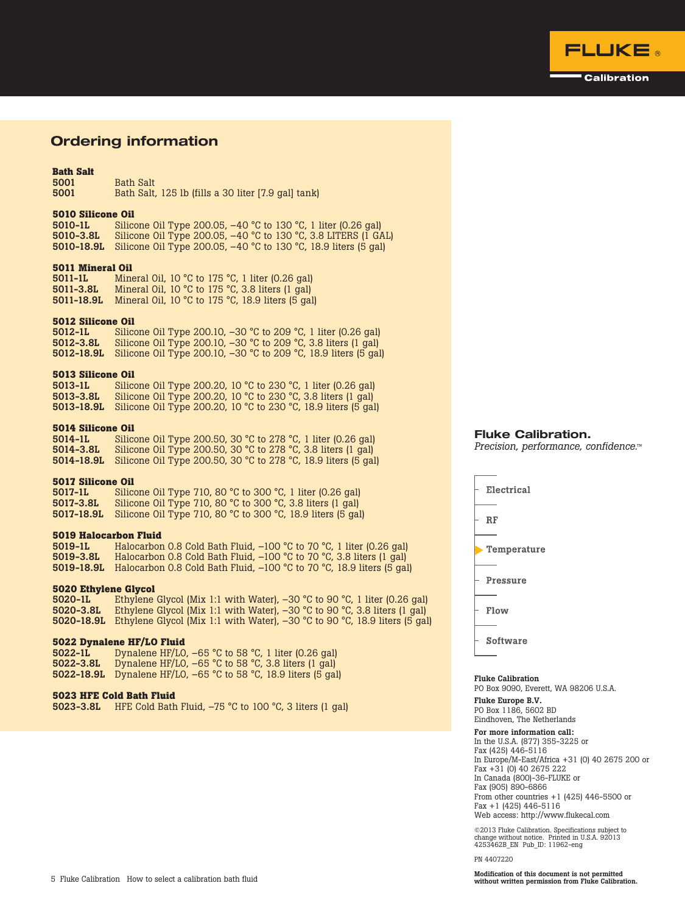## Ordering information

**Bath Salt**

| | |
|---|---|
| **5001** | Bath Salt |
| **5001** | Bath Salt, 125 lb (fills a 30 liter [7.9 gal] tank) |

**5010 Silicone Oil**

| | |
|---|---|
| **5010-1L** | Silicone Oil Type 200.05, –40 °C to 130 °C, 1 liter (0.26 gal) |
| **5010-3.8L** | Silicone Oil Type 200.05, –40 °C to 130 °C, 3.8 LITERS (1 GAL) |
| **5010-18.9L** | Silicone Oil Type 200.05, –40 °C to 130 °C, 18.9 liters (5 gal) |

**5011 Mineral Oil**

| | |
|---|---|
| **5011-1L** | Mineral Oil, 10 °C to 175 °C, 1 liter (0.26 gal) |
| **5011-3.8L** | Mineral Oil, 10 °C to 175 °C, 3.8 liters (1 gal) |
| **5011-18.9L** | Mineral Oil, 10 °C to 175 °C, 18.9 liters (5 gal) |

**5012 Silicone Oil**

| | |
|---|---|
| **5012-1L** | Silicone Oil Type 200.10, –30 °C to 209 °C, 1 liter (0.26 gal) |
| **5012-3.8L** | Silicone Oil Type 200.10, –30 °C to 209 °C, 3.8 liters (1 gal) |
| **5012-18.9L** | Silicone Oil Type 200.10, –30 °C to 209 °C, 18.9 liters (5 gal) |

**5013 Silicone Oil**

| | |
|---|---|
| **5013-1L** | Silicone Oil Type 200.20, 10 °C to 230 °C, 1 liter (0.26 gal) |
| **5013-3.8L** | Silicone Oil Type 200.20, 10 °C to 230 °C, 3.8 liters (1 gal) |
| **5013-18.9L** | Silicone Oil Type 200.20, 10 °C to 230 °C, 18.9 liters (5 gal) |

**5014 Silicone Oil**

| | |
|---|---|
| **5014-1L** | Silicone Oil Type 200.50, 30 °C to 278 °C, 1 liter (0.26 gal) |
| **5014-3.8L** | Silicone Oil Type 200.50, 30 °C to 278 °C, 3.8 liters (1 gal) |
| **5014-18.9L** | Silicone Oil Type 200.50, 30 °C to 278 °C, 18.9 liters (5 gal) |

**5017 Silicone Oil**

| | |
|---|---|
| **5017-1L** | Silicone Oil Type 710, 80 °C to 300 °C, 1 liter (0.26 gal) |
| **5017-3.8L** | Silicone Oil Type 710, 80 °C to 300 °C, 3.8 liters (1 gal) |
| **5017-18.9L** | Silicone Oil Type 710, 80 °C to 300 °C, 18.9 liters (5 gal) |

**5019 Halocarbon Fluid**

| | |
|---|---|
| **5019-1L** | Halocarbon 0.8 Cold Bath Fluid, –100 °C to 70 °C, 1 liter (0.26 gal) |
| **5019-3.8L** | Halocarbon 0.8 Cold Bath Fluid, –100 °C to 70 °C, 3.8 liters (1 gal) |
| **5019-18.9L** | Halocarbon 0.8 Cold Bath Fluid, –100 °C to 70 °C, 18.9 liters (5 gal) |

**5020 Ethylene Glycol**

| | |
|---|---|
| **5020-1L** | Ethylene Glycol (Mix 1:1 with Water), –30 °C to 90 °C, 1 liter (0.26 gal) |
| **5020-3.8L** | Ethylene Glycol (Mix 1:1 with Water), –30 °C to 90 °C, 3.8 liters (1 gal) |
| **5020-18.9L** | Ethylene Glycol (Mix 1:1 with Water), –30 °C to 90 °C, 18.9 liters (5 gal) |

**5022 Dynalene HF/LO Fluid**

| | |
|---|---|
| **5022-1L** | Dynalene HF/LO, –65 °C to 58 °C, 1 liter (0.26 gal) |
| **5022-3.8L** | Dynalene HF/LO, –65 °C to 58 °C, 3.8 liters (1 gal) |
| **5022-18.9L** | Dynalene HF/LO, –65 °C to 58 °C, 18.9 liters (5 gal) |

**5023 HFE Cold Bath Fluid**

| | |
|---|---|
| **5023-3.8L** | HFE Cold Bath Fluid, –75 °C to 100 °C, 3 liters (1 gal) |

**Fluke Calibration.**
*Precision, performance, confidence.*™

- Electrical
- RF
- Temperature
- Pressure
- Flow
- Software

**Fluke Calibration**
PO Box 9090, Everett, WA 98206 U.S.A.

**Fluke Europe B.V.**
PO Box 1186, 5602 BD
Eindhoven, The Netherlands

**For more information call:**
In the U.S.A. (877) 355-3225 or
Fax (425) 446-5116
In Europe/M-East/Africa +31 (0) 40 2675 200 or
Fax +31 (0) 40 2675 222
In Canada (800)-36-FLUKE or
Fax (905) 890-6866
From other countries +1 (425) 446-5500 or
Fax +1 (425) 446-5116
Web access: http://www.flukecal.com

©2013 Fluke Calibration. Specifications subject to change without notice. Printed in U.S.A. 92013 4253462B_EN Pub_ID: 11962-eng

PN 4407220

**Modification of this document is not permitted without written permission from Fluke Calibration.**